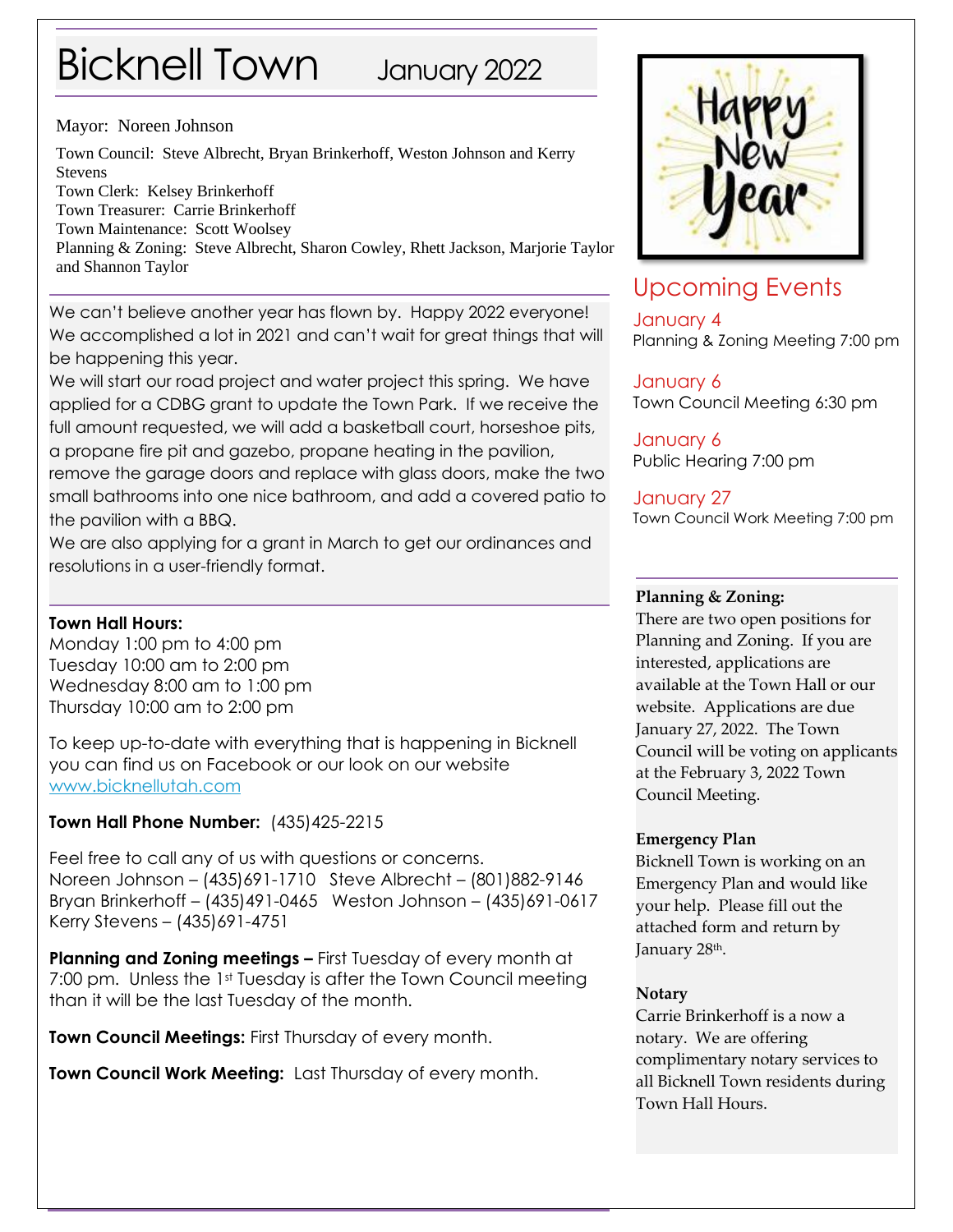# Bicknell Town January 2022

Mayor: Noreen Johnson

Town Council: Steve Albrecht, Bryan Brinkerhoff, Weston Johnson and Kerry Stevens
Town Clerk: Kelsey Brinkerhoff
Town Treasurer: Carrie Brinkerhoff
Town Maintenance: Scott Woolsey
Planning & Zoning: Steve Albrecht, Sharon Cowley, Rhett Jackson, Marjorie Taylor and Shannon Taylor

We can't believe another year has flown by. Happy 2022 everyone! We accomplished a lot in 2021 and can't wait for great things that will be happening this year.

We will start our road project and water project this spring. We have applied for a CDBG grant to update the Town Park. If we receive the full amount requested, we will add a basketball court, horseshoe pits, a propane fire pit and gazebo, propane heating in the pavilion, remove the garage doors and replace with glass doors, make the two small bathrooms into one nice bathroom, and add a covered patio to the pavilion with a BBQ.

We are also applying for a grant in March to get our ordinances and resolutions in a user-friendly format.

**Town Hall Hours:**
Monday 1:00 pm to 4:00 pm
Tuesday 10:00 am to 2:00 pm
Wednesday 8:00 am to 1:00 pm
Thursday 10:00 am to 2:00 pm

To keep up-to-date with everything that is happening in Bicknell you can find us on Facebook or our look on our website www.bicknellutah.com

**Town Hall Phone Number:** (435)425-2215

Feel free to call any of us with questions or concerns.
Noreen Johnson – (435)691-1710 Steve Albrecht – (801)882-9146
Bryan Brinkerhoff – (435)491-0465 Weston Johnson – (435)691-0617
Kerry Stevens – (435)691-4751

**Planning and Zoning meetings –** First Tuesday of every month at 7:00 pm. Unless the 1st Tuesday is after the Town Council meeting than it will be the last Tuesday of the month.

**Town Council Meetings:** First Thursday of every month.

**Town Council Work Meeting:** Last Thursday of every month.

Happy New Year

## Upcoming Events

January 4
Planning & Zoning Meeting 7:00 pm

January 6
Town Council Meeting 6:30 pm

January 6
Public Hearing 7:00 pm

January 27
Town Council Work Meeting 7:00 pm

**Planning & Zoning:**
There are two open positions for Planning and Zoning. If you are interested, applications are available at the Town Hall or our website. Applications are due January 27, 2022. The Town Council will be voting on applicants at the February 3, 2022 Town Council Meeting.

**Emergency Plan**
Bicknell Town is working on an Emergency Plan and would like your help. Please fill out the attached form and return by January 28th.

**Notary**
Carrie Brinkerhoff is a now a notary. We are offering complimentary notary services to all Bicknell Town residents during Town Hall Hours.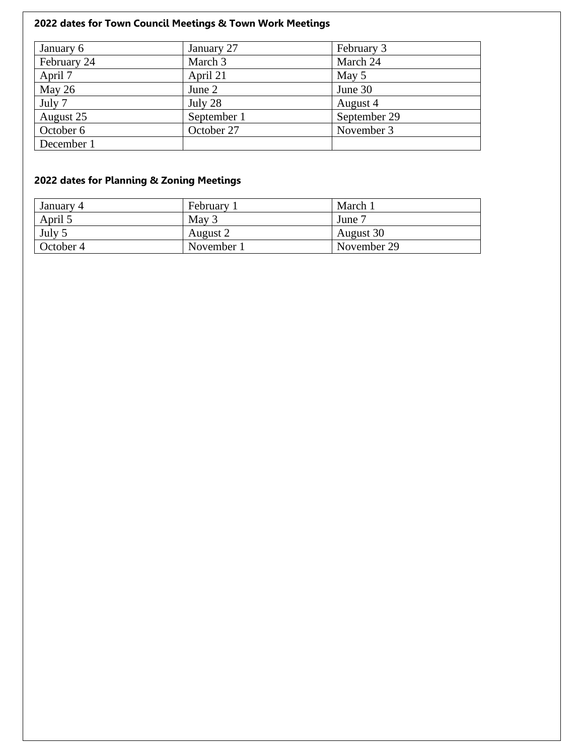**2022 dates for Town Council Meetings & Town Work Meetings**

| | | |
|---|---|---|
| January 6 | January 27 | February 3 |
| February 24 | March 3 | March 24 |
| April 7 | April 21 | May 5 |
| May 26 | June 2 | June 30 |
| July 7 | July 28 | August 4 |
| August 25 | September 1 | September 29 |
| October 6 | October 27 | November 3 |
| December 1 | | |

**2022 dates for Planning & Zoning Meetings**

| | | |
|---|---|---|
| January 4 | February 1 | March 1 |
| April 5 | May 3 | June 7 |
| July 5 | August 2 | August 30 |
| October 4 | November 1 | November 29 |